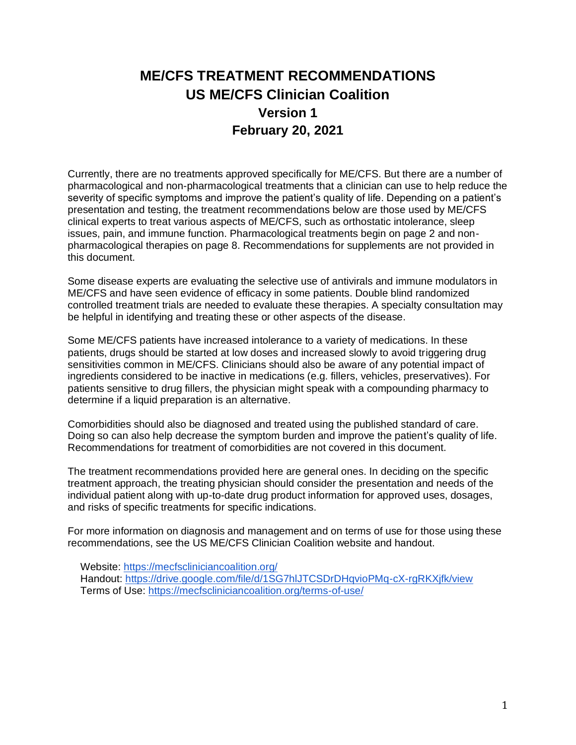# ME/CFS TREATMENT RECOMMENDATIONS

## US ME/CFS Clinician Coalition

### Version 1

### February 20, 2021

Currently, there are no treatments approved specifically for ME/CFS. But there are a number of pharmacological and non-pharmacological treatments that a clinician can use to help reduce the severity of specific symptoms and improve the patient's quality of life. Depending on a patient's presentation and testing, the treatment recommendations below are those used by ME/CFS clinical experts to treat various aspects of ME/CFS, such as orthostatic intolerance, sleep issues, pain, and immune function. Pharmacological treatments begin on page 2 and non-pharmacological therapies on page 8. Recommendations for supplements are not provided in this document.

Some disease experts are evaluating the selective use of antivirals and immune modulators in ME/CFS and have seen evidence of efficacy in some patients. Double blind randomized controlled treatment trials are needed to evaluate these therapies. A specialty consultation may be helpful in identifying and treating these or other aspects of the disease.

Some ME/CFS patients have increased intolerance to a variety of medications. In these patients, drugs should be started at low doses and increased slowly to avoid triggering drug sensitivities common in ME/CFS. Clinicians should also be aware of any potential impact of ingredients considered to be inactive in medications (e.g. fillers, vehicles, preservatives). For patients sensitive to drug fillers, the physician might speak with a compounding pharmacy to determine if a liquid preparation is an alternative.

Comorbidities should also be diagnosed and treated using the published standard of care. Doing so can also help decrease the symptom burden and improve the patient's quality of life. Recommendations for treatment of comorbidities are not covered in this document.

The treatment recommendations provided here are general ones. In deciding on the specific treatment approach, the treating physician should consider the presentation and needs of the individual patient along with up-to-date drug product information for approved uses, dosages, and risks of specific treatments for specific indications.

For more information on diagnosis and management and on terms of use for those using these recommendations, see the US ME/CFS Clinician Coalition website and handout.

Website: https://mecfscliniciancoalition.org/
Handout: https://drive.google.com/file/d/1SG7hlJTCSDrDHqvioPMq-cX-rgRKXjfk/view
Terms of Use: https://mecfscliniciancoalition.org/terms-of-use/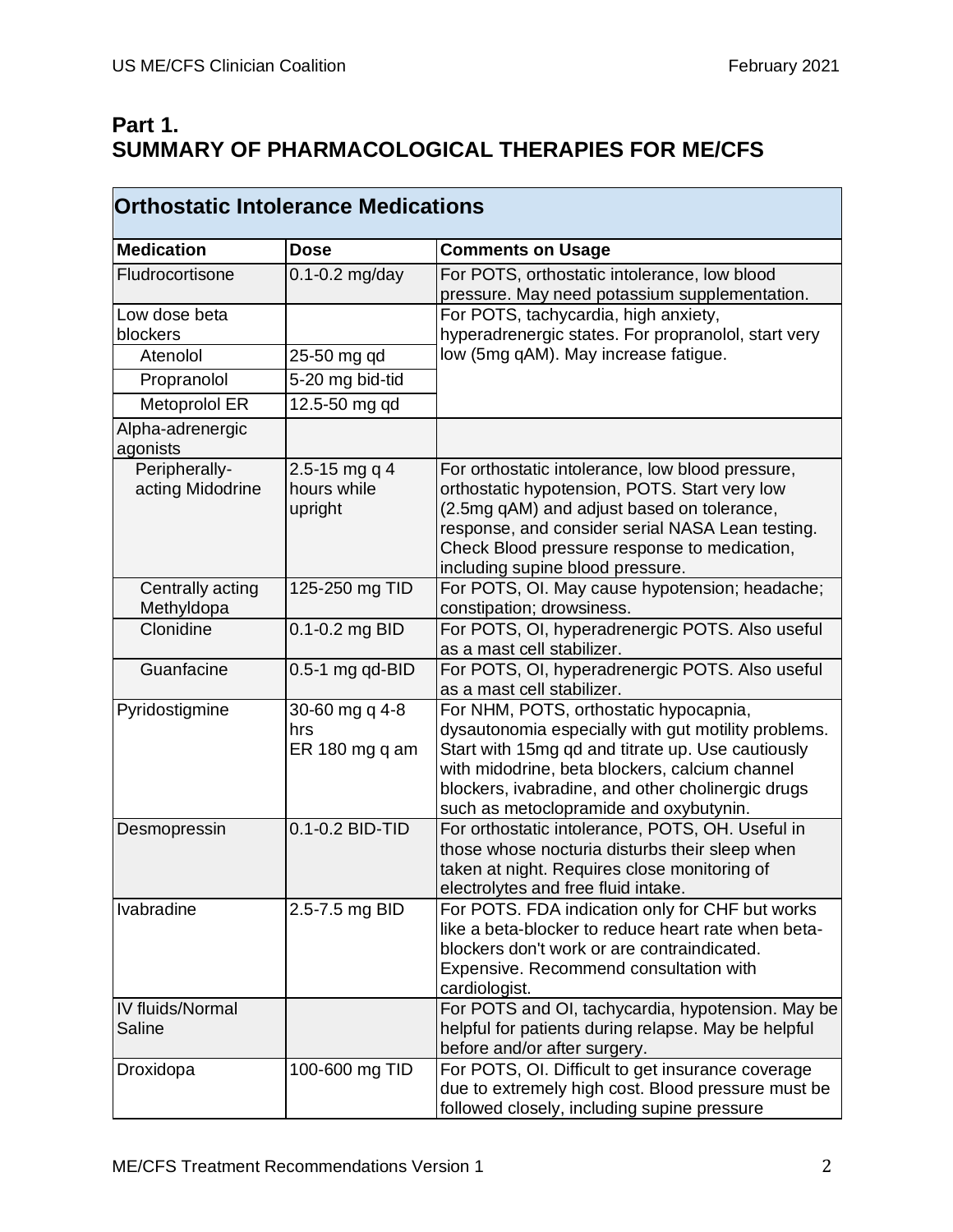## Part 1.
## SUMMARY OF PHARMACOLOGICAL THERAPIES FOR ME/CFS

| **Orthostatic Intolerance Medications** | | |
|---|---|---|
| **Medication** | **Dose** | **Comments on Usage** |
| Fludrocortisone | 0.1-0.2 mg/day | For POTS, orthostatic intolerance, low blood pressure. May need potassium supplementation. |
| Low dose beta blockers | | For POTS, tachycardia, high anxiety, hyperadrenergic states. For propranolol, start very low (5mg qAM). May increase fatigue. |
| Atenolol | 25-50 mg qd | |
| Propranolol | 5-20 mg bid-tid | |
| Metoprolol ER | 12.5-50 mg qd | |
| Alpha-adrenergic agonists | | |
| Peripherally-acting Midodrine | 2.5-15 mg q 4 hours while upright | For orthostatic intolerance, low blood pressure, orthostatic hypotension, POTS. Start very low (2.5mg qAM) and adjust based on tolerance, response, and consider serial NASA Lean testing. Check Blood pressure response to medication, including supine blood pressure. |
| Centrally acting Methyldopa | 125-250 mg TID | For POTS, OI. May cause hypotension; headache; constipation; drowsiness. |
| Clonidine | 0.1-0.2 mg BID | For POTS, OI, hyperadrenergic POTS. Also useful as a mast cell stabilizer. |
| Guanfacine | 0.5-1 mg qd-BID | For POTS, OI, hyperadrenergic POTS. Also useful as a mast cell stabilizer. |
| Pyridostigmine | 30-60 mg q 4-8 hrs<br>ER 180 mg q am | For NHM, POTS, orthostatic hypocapnia, dysautonomia especially with gut motility problems. Start with 15mg qd and titrate up. Use cautiously with midodrine, beta blockers, calcium channel blockers, ivabradine, and other cholinergic drugs such as metoclopramide and oxybutynin. |
| Desmopressin | 0.1-0.2 BID-TID | For orthostatic intolerance, POTS, OH. Useful in those whose nocturia disturbs their sleep when taken at night. Requires close monitoring of electrolytes and free fluid intake. |
| Ivabradine | 2.5-7.5 mg BID | For POTS. FDA indication only for CHF but works like a beta-blocker to reduce heart rate when beta-blockers don't work or are contraindicated. Expensive. Recommend consultation with cardiologist. |
| IV fluids/Normal Saline | | For POTS and OI, tachycardia, hypotension. May be helpful for patients during relapse. May be helpful before and/or after surgery. |
| Droxidopa | 100-600 mg TID | For POTS, OI. Difficult to get insurance coverage due to extremely high cost. Blood pressure must be followed closely, including supine pressure |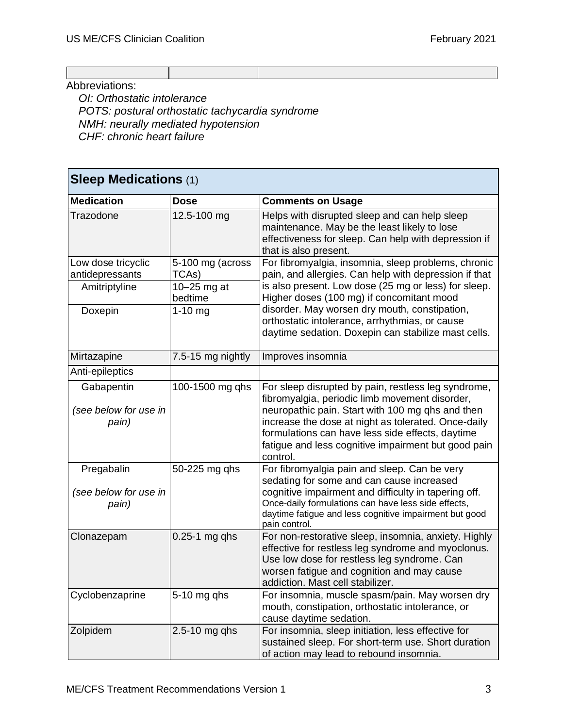Abbreviations:

*OI: Orthostatic intolerance*
*POTS: postural orthostatic tachycardia syndrome*
*NMH: neurally mediated hypotension*
*CHF: chronic heart failure*

## Sleep Medications (1)

| Medication | Dose | Comments on Usage |
|---|---|---|
| Trazodone | 12.5-100 mg | Helps with disrupted sleep and can help sleep maintenance. May be the least likely to lose effectiveness for sleep. Can help with depression if that is also present. |
| Low dose tricyclic antidepressants | 5-100 mg (across TCAs) | For fibromyalgia, insomnia, sleep problems, chronic pain, and allergies. Can help with depression if that is also present. Low dose (25 mg or less) for sleep. Higher doses (100 mg) if concomitant mood disorder. May worsen dry mouth, constipation, orthostatic intolerance, arrhythmias, or cause daytime sedation. Doxepin can stabilize mast cells. |
| Amitriptyline | 10–25 mg at bedtime | |
| Doxepin | 1-10 mg | |
| Mirtazapine | 7.5-15 mg nightly | Improves insomnia |
| Anti-epileptics | | |
| Gabapentin *(see below for use in pain)* | 100-1500 mg qhs | For sleep disrupted by pain, restless leg syndrome, fibromyalgia, periodic limb movement disorder, neuropathic pain. Start with 100 mg qhs and then increase the dose at night as tolerated. Once-daily formulations can have less side effects, daytime fatigue and less cognitive impairment but good pain control. |
| Pregabalin *(see below for use in pain)* | 50-225 mg qhs | For fibromyalgia pain and sleep. Can be very sedating for some and can cause increased cognitive impairment and difficulty in tapering off. Once-daily formulations can have less side effects, daytime fatigue and less cognitive impairment but good pain control. |
| Clonazepam | 0.25-1 mg qhs | For non-restorative sleep, insomnia, anxiety. Highly effective for restless leg syndrome and myoclonus. Use low dose for restless leg syndrome. Can worsen fatigue and cognition and may cause addiction. Mast cell stabilizer. |
| Cyclobenzaprine | 5-10 mg qhs | For insomnia, muscle spasm/pain. May worsen dry mouth, constipation, orthostatic intolerance, or cause daytime sedation. |
| Zolpidem | 2.5-10 mg qhs | For insomnia, sleep initiation, less effective for sustained sleep. For short-term use. Short duration of action may lead to rebound insomnia. |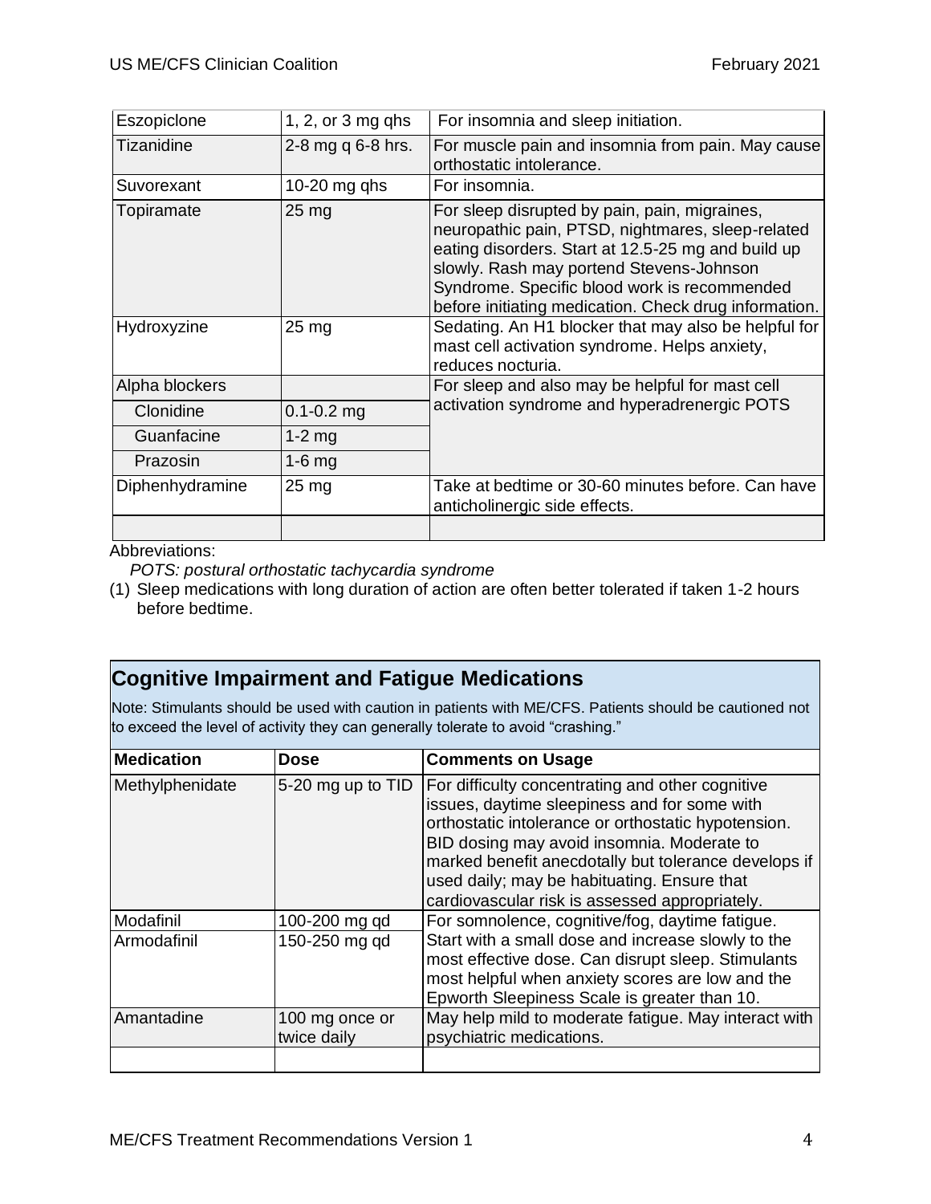| | | |
|---|---|---|
| Eszopiclone | 1, 2, or 3 mg qhs | For insomnia and sleep initiation. |
| Tizanidine | 2-8 mg q 6-8 hrs. | For muscle pain and insomnia from pain. May cause orthostatic intolerance. |
| Suvorexant | 10-20 mg qhs | For insomnia. |
| Topiramate | 25 mg | For sleep disrupted by pain, pain, migraines, neuropathic pain, PTSD, nightmares, sleep-related eating disorders. Start at 12.5-25 mg and build up slowly. Rash may portend Stevens-Johnson Syndrome. Specific blood work is recommended before initiating medication. Check drug information. |
| Hydroxyzine | 25 mg | Sedating. An H1 blocker that may also be helpful for mast cell activation syndrome. Helps anxiety, reduces nocturia. |
| Alpha blockers | | For sleep and also may be helpful for mast cell activation syndrome and hyperadrenergic POTS |
| Clonidine | 0.1-0.2 mg | |
| Guanfacine | 1-2 mg | |
| Prazosin | 1-6 mg | |
| Diphenhydramine | 25 mg | Take at bedtime or 30-60 minutes before. Can have anticholinergic side effects. |
| | | |

Abbreviations:

*POTS: postural orthostatic tachycardia syndrome*

(1) Sleep medications with long duration of action are often better tolerated if taken 1-2 hours before bedtime.

## Cognitive Impairment and Fatigue Medications

Note: Stimulants should be used with caution in patients with ME/CFS. Patients should be cautioned not to exceed the level of activity they can generally tolerate to avoid "crashing."

| Medication | Dose | Comments on Usage |
|---|---|---|
| Methylphenidate | 5-20 mg up to TID | For difficulty concentrating and other cognitive issues, daytime sleepiness and for some with orthostatic intolerance or orthostatic hypotension. BID dosing may avoid insomnia. Moderate to marked benefit anecdotally but tolerance develops if used daily; may be habituating. Ensure that cardiovascular risk is assessed appropriately. |
| Modafinil | 100-200 mg qd | For somnolence, cognitive/fog, daytime fatigue. Start with a small dose and increase slowly to the most effective dose. Can disrupt sleep. Stimulants most helpful when anxiety scores are low and the Epworth Sleepiness Scale is greater than 10. |
| Armodafinil | 150-250 mg qd | |
| Amantadine | 100 mg once or twice daily | May help mild to moderate fatigue. May interact with psychiatric medications. |
| | | |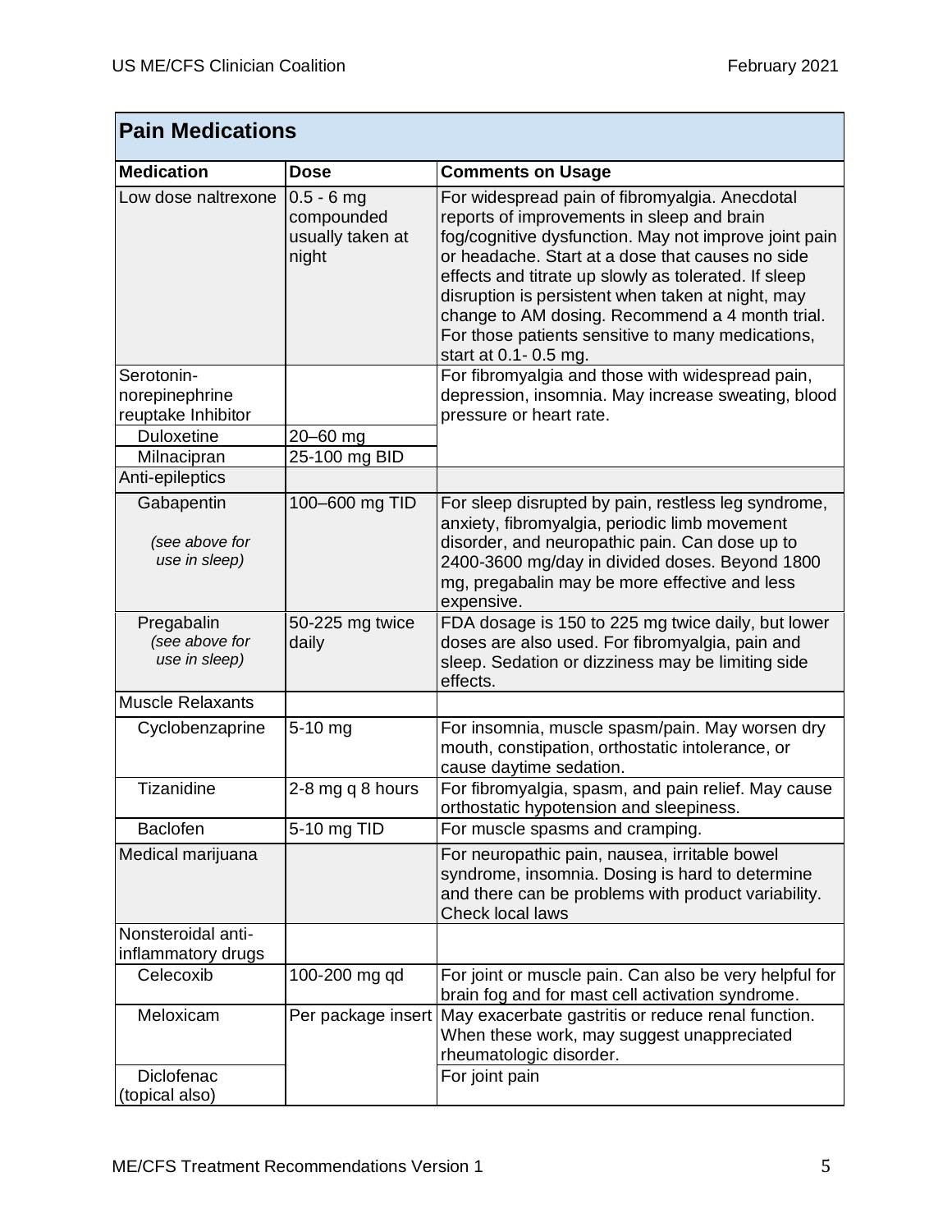| Pain Medications | | |
|---|---|---|
| **Medication** | **Dose** | **Comments on Usage** |
| Low dose naltrexone | 0.5 - 6 mg compounded usually taken at night | For widespread pain of fibromyalgia. Anecdotal reports of improvements in sleep and brain fog/cognitive dysfunction. May not improve joint pain or headache. Start at a dose that causes no side effects and titrate up slowly as tolerated. If sleep disruption is persistent when taken at night, may change to AM dosing. Recommend a 4 month trial. For those patients sensitive to many medications, start at 0.1- 0.5 mg. |
| Serotonin-norepinephrine reuptake Inhibitor | | For fibromyalgia and those with widespread pain, depression, insomnia. May increase sweating, blood pressure or heart rate. |
| Duloxetine | 20–60 mg | |
| Milnacipran | 25-100 mg BID | |
| Anti-epileptics | | |
| Gabapentin *(see above for use in sleep)* | 100–600 mg TID | For sleep disrupted by pain, restless leg syndrome, anxiety, fibromyalgia, periodic limb movement disorder, and neuropathic pain. Can dose up to 2400-3600 mg/day in divided doses. Beyond 1800 mg, pregabalin may be more effective and less expensive. |
| Pregabalin *(see above for use in sleep)* | 50-225 mg twice daily | FDA dosage is 150 to 225 mg twice daily, but lower doses are also used. For fibromyalgia, pain and sleep. Sedation or dizziness may be limiting side effects. |
| Muscle Relaxants | | |
| Cyclobenzaprine | 5-10 mg | For insomnia, muscle spasm/pain. May worsen dry mouth, constipation, orthostatic intolerance, or cause daytime sedation. |
| Tizanidine | 2-8 mg q 8 hours | For fibromyalgia, spasm, and pain relief. May cause orthostatic hypotension and sleepiness. |
| Baclofen | 5-10 mg TID | For muscle spasms and cramping. |
| Medical marijuana | | For neuropathic pain, nausea, irritable bowel syndrome, insomnia. Dosing is hard to determine and there can be problems with product variability. Check local laws |
| Nonsteroidal anti-inflammatory drugs | | |
| Celecoxib | 100-200 mg qd | For joint or muscle pain. Can also be very helpful for brain fog and for mast cell activation syndrome. |
| Meloxicam | Per package insert | May exacerbate gastritis or reduce renal function. When these work, may suggest unappreciated rheumatologic disorder. |
| Diclofenac (topical also) | | For joint pain |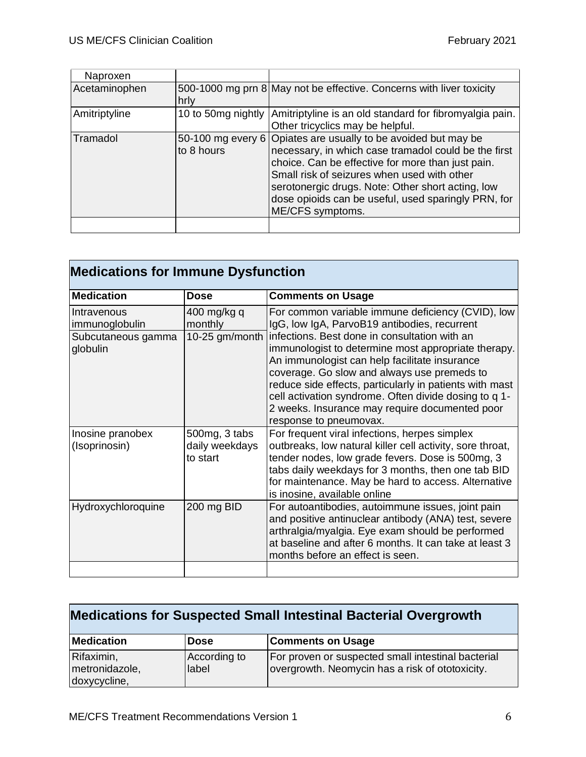| | | |
|---|---|---|
| Naproxen | | |
| Acetaminophen | 500-1000 mg prn 8 hrly | May not be effective. Concerns with liver toxicity |
| Amitriptyline | 10 to 50mg nightly | Amitriptyline is an old standard for fibromyalgia pain. Other tricyclics may be helpful. |
| Tramadol | 50-100 mg every 6 to 8 hours | Opiates are usually to be avoided but may be necessary, in which case tramadol could be the first choice. Can be effective for more than just pain. Small risk of seizures when used with other serotonergic drugs. Note: Other short acting, low dose opioids can be useful, used sparingly PRN, for ME/CFS symptoms. |
| | | |

## Medications for Immune Dysfunction

| Medication | Dose | Comments on Usage |
|---|---|---|
| Intravenous immunoglobulin | 400 mg/kg q monthly | For common variable immune deficiency (CVID), low IgG, low IgA, ParvoB19 antibodies, recurrent infections. Best done in consultation with an immunologist to determine most appropriate therapy. An immunologist can help facilitate insurance coverage. Go slow and always use premeds to reduce side effects, particularly in patients with mast cell activation syndrome. Often divide dosing to q 1-2 weeks. Insurance may require documented poor response to pneumovax. |
| Subcutaneous gamma globulin | 10-25 gm/month | |
| Inosine pranobex (Isoprinosin) | 500mg, 3 tabs daily weekdays to start | For frequent viral infections, herpes simplex outbreaks, low natural killer cell activity, sore throat, tender nodes, low grade fevers. Dose is 500mg, 3 tabs daily weekdays for 3 months, then one tab BID for maintenance. May be hard to access. Alternative is inosine, available online |
| Hydroxychloroquine | 200 mg BID | For autoantibodies, autoimmune issues, joint pain and positive antinuclear antibody (ANA) test, severe arthralgia/myalgia. Eye exam should be performed at baseline and after 6 months. It can take at least 3 months before an effect is seen. |
| | | |

## Medications for Suspected Small Intestinal Bacterial Overgrowth

| Medication | Dose | Comments on Usage |
|---|---|---|
| Rifaximin, metronidazole, doxycycline, | According to label | For proven or suspected small intestinal bacterial overgrowth. Neomycin has a risk of ototoxicity. |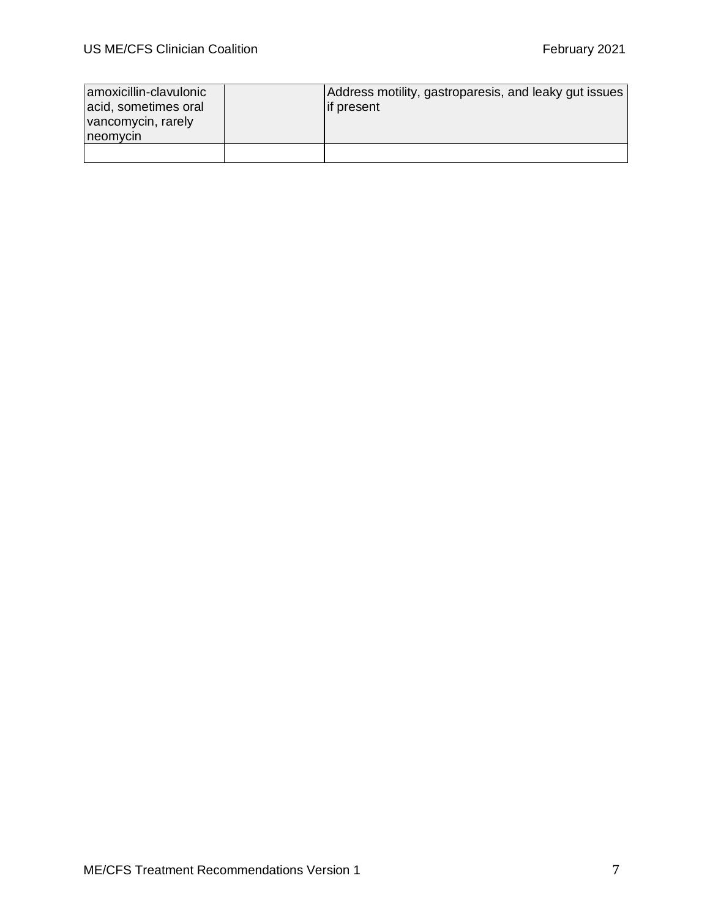| | | |
|---|---|---|
| amoxicillin-clavulonic acid, sometimes oral vancomycin, rarely neomycin | | Address motility, gastroparesis, and leaky gut issues if present |
| | | |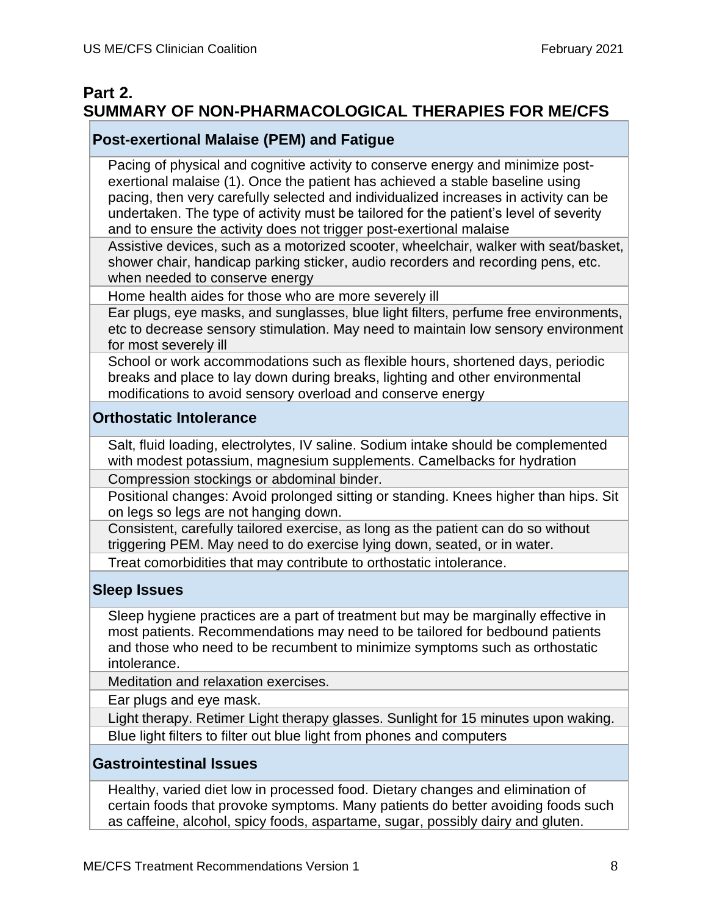## Part 2.
## SUMMARY OF NON-PHARMACOLOGICAL THERAPIES FOR ME/CFS

| **Post-exertional Malaise (PEM) and Fatigue** |
| --- |
| Pacing of physical and cognitive activity to conserve energy and minimize post-exertional malaise (1). Once the patient has achieved a stable baseline using pacing, then very carefully selected and individualized increases in activity can be undertaken. The type of activity must be tailored for the patient's level of severity and to ensure the activity does not trigger post-exertional malaise |
| Assistive devices, such as a motorized scooter, wheelchair, walker with seat/basket, shower chair, handicap parking sticker, audio recorders and recording pens, etc. when needed to conserve energy |
| Home health aides for those who are more severely ill |
| Ear plugs, eye masks, and sunglasses, blue light filters, perfume free environments, etc to decrease sensory stimulation. May need to maintain low sensory environment for most severely ill |
| School or work accommodations such as flexible hours, shortened days, periodic breaks and place to lay down during breaks, lighting and other environmental modifications to avoid sensory overload and conserve energy |
| **Orthostatic Intolerance** |
| Salt, fluid loading, electrolytes, IV saline. Sodium intake should be complemented with modest potassium, magnesium supplements. Camelbacks for hydration |
| Compression stockings or abdominal binder. |
| Positional changes: Avoid prolonged sitting or standing. Knees higher than hips. Sit on legs so legs are not hanging down. |
| Consistent, carefully tailored exercise, as long as the patient can do so without triggering PEM. May need to do exercise lying down, seated, or in water. |
| Treat comorbidities that may contribute to orthostatic intolerance. |
| **Sleep Issues** |
| Sleep hygiene practices are a part of treatment but may be marginally effective in most patients. Recommendations may need to be tailored for bedbound patients and those who need to be recumbent to minimize symptoms such as orthostatic intolerance. |
| Meditation and relaxation exercises. |
| Ear plugs and eye mask. |
| Light therapy. Retimer Light therapy glasses. Sunlight for 15 minutes upon waking. |
| Blue light filters to filter out blue light from phones and computers |
| **Gastrointestinal Issues** |
| Healthy, varied diet low in processed food. Dietary changes and elimination of certain foods that provoke symptoms. Many patients do better avoiding foods such as caffeine, alcohol, spicy foods, aspartame, sugar, possibly dairy and gluten. |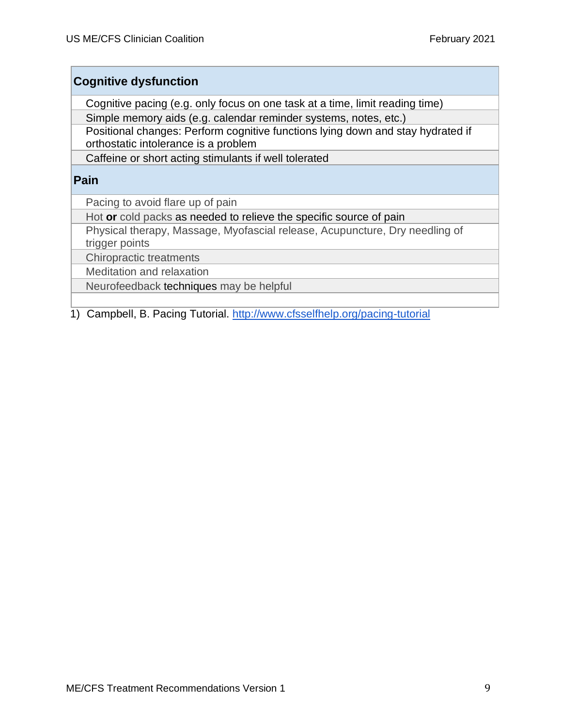| Cognitive dysfunction |
| --- |
| Cognitive pacing (e.g. only focus on one task at a time, limit reading time) |
| Simple memory aids (e.g. calendar reminder systems, notes, etc.) |
| Positional changes: Perform cognitive functions lying down and stay hydrated if orthostatic intolerance is a problem |
| Caffeine or short acting stimulants if well tolerated |
| **Pain** |
| Pacing to avoid flare up of pain |
| Hot **or** cold packs as needed to relieve the specific source of pain |
| Physical therapy, Massage, Myofascial release, Acupuncture, Dry needling of trigger points |
| Chiropractic treatments |
| Meditation and relaxation |
| Neurofeedback techniques may be helpful |
| |

1) Campbell, B. Pacing Tutorial. http://www.cfsselfhelp.org/pacing-tutorial